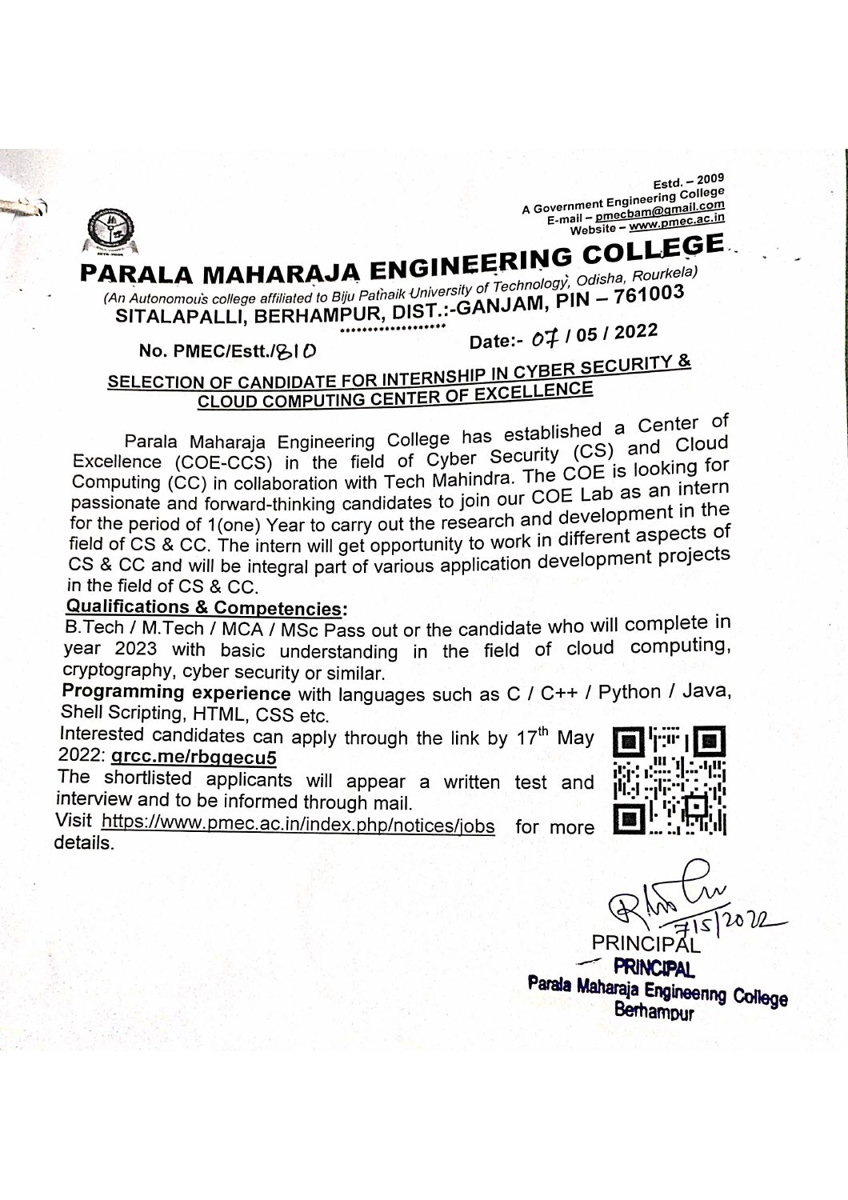Estd. – 2009
A Government Engineering College
E-mail – pmecbam@gmail.com
Website – www.pmec.ac.in

# PARALA MAHARAJA ENGINEERING COLLEGE

(An Autonomous college affiliated to Biju Patnaik University of Technology, Odisha, Rourkela)

**SITALAPALLI, BERHAMPUR, DIST.:-GANJAM, PIN – 761003**

**No. PMEC/Estt./810** **Date:- 07 / 05 / 2022**

## SELECTION OF CANDIDATE FOR INTERNSHIP IN CYBER SECURITY & CLOUD COMPUTING CENTER OF EXCELLENCE

Parala Maharaja Engineering College has established a Center of Excellence (COE-CCS) in the field of Cyber Security (CS) and Cloud Computing (CC) in collaboration with Tech Mahindra. The COE is looking for passionate and forward-thinking candidates to join our COE Lab as an intern for the period of 1(one) Year to carry out the research and development in the field of CS & CC. The intern will get opportunity to work in different aspects of CS & CC and will be integral part of various application development projects in the field of CS & CC.

**Qualifications & Competencies:**

B.Tech / M.Tech / MCA / MSc Pass out or the candidate who will complete in year 2023 with basic understanding in the field of cloud computing, cryptography, cyber security or similar.

**Programming experience** with languages such as C / C++ / Python / Java, Shell Scripting, HTML, CSS etc.

Interested candidates can apply through the link by 17th May 2022: **qrcc.me/rbgqecu5**

The shortlisted applicants will appear a written test and interview and to be informed through mail.

Visit https://www.pmec.ac.in/index.php/notices/jobs for more details.

7/5/2022

PRINCIPAL

**PRINCIPAL**
**Parala Maharaja Engineering College**
**Berhampur**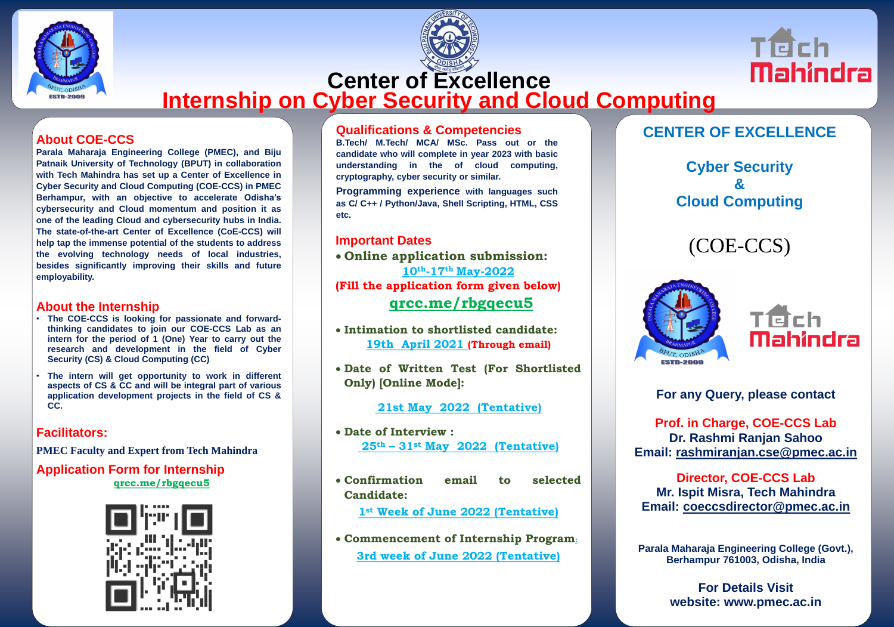# Center of Excellence

# Internship on Cyber Security and Cloud Computing

## About COE-CCS

**Parala Maharaja Engineering College (PMEC), and Biju Patnaik University of Technology (BPUT) in collaboration with Tech Mahindra has set up a Center of Excellence in Cyber Security and Cloud Computing (COE-CCS) in PMEC Berhampur, with an objective to accelerate Odisha's cybersecurity and Cloud momentum and position it as one of the leading Cloud and cybersecurity hubs in India. The state-of-the-art Center of Excellence (CoE-CCS) will help tap the immense potential of the students to address the evolving technology needs of local industries, besides significantly improving their skills and future employability.**

## About the Internship

- **The COE-CCS is looking for passionate and forward-thinking candidates to join our COE-CCS Lab as an intern for the period of 1 (One) Year to carry out the research and development in the field of Cyber Security (CS) & Cloud Computing (CC).**
- **The intern will get opportunity to work in different aspects of CS & CC and will be integral part of various application development projects in the field of CS & CC.**

## Facilitators:

**PMEC Faculty and Expert from Tech Mahindra**

## Application Form for Internship

**qrcc.me/rbgqecu5**

## Qualifications & Competencies

**B.Tech/ M.Tech/ MCA/ MSc. Pass out or the candidate who will complete in year 2023 with basic understanding in the of cloud computing, cryptography, cyber security or similar.**

**Programming experience with languages such as C/ C++ / Python/Java, Shell Scripting, HTML, CSS etc.**

## Important Dates

- **Online application submission:**
  **10th-17th May-2022**
  **(Fill the application form given below)**
  **qrcc.me/rbgqecu5**
- **Intimation to shortlisted candidate:**
  **19th April 2021 (Through email)**
- **Date of Written Test (For Shortlisted Only) [Online Mode]:**
  **21st May 2022 (Tentative)**
- **Date of Interview :**
  **25th – 31st May 2022 (Tentative)**
- **Confirmation email to selected Candidate:**
  **1st Week of June 2022 (Tentative)**
- **Commencement of Internship Program:**
  **3rd week of June 2022 (Tentative)**

## CENTER OF EXCELLENCE

### Cyber Security & Cloud Computing

(COE-CCS)

**For any Query, please contact**

**Prof. in Charge, COE-CCS Lab**
**Dr. Rashmi Ranjan Sahoo**
**Email: rashmiranjan.cse@pmec.ac.in**

**Director, COE-CCS Lab**
**Mr. Ispit Misra, Tech Mahindra**
**Email: coeccsdirector@pmec.ac.in**

**Parala Maharaja Engineering College (Govt.), Berhampur 761003, Odisha, India**

**For Details Visit**
**website: www.pmec.ac.in**